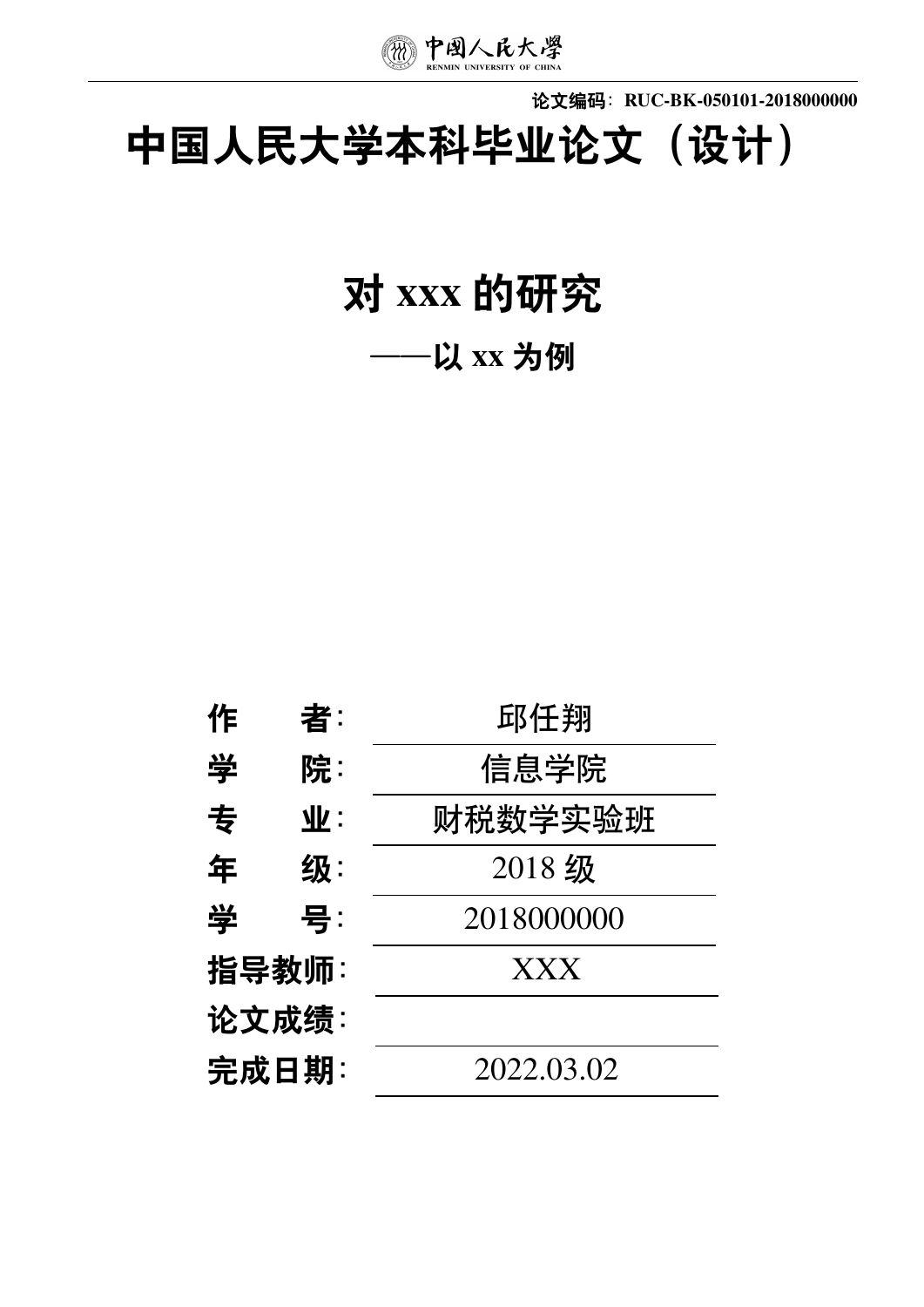论文编码：RUC-BK-050101-2018000000

# 中国人民大学本科毕业论文（设计）

## 对 xxx 的研究

### ——以 xx 为例

| | |
|---|---|
| **作　　者**: | 邱任翔 |
| **学　　院**: | 信息学院 |
| **专　　业**: | 财税数学实验班 |
| **年　　级**: | 2018 级 |
| **学　　号**: | 2018000000 |
| **指导教师**: | XXX |
| **论文成绩**: | |
| **完成日期**: | 2022.03.02 |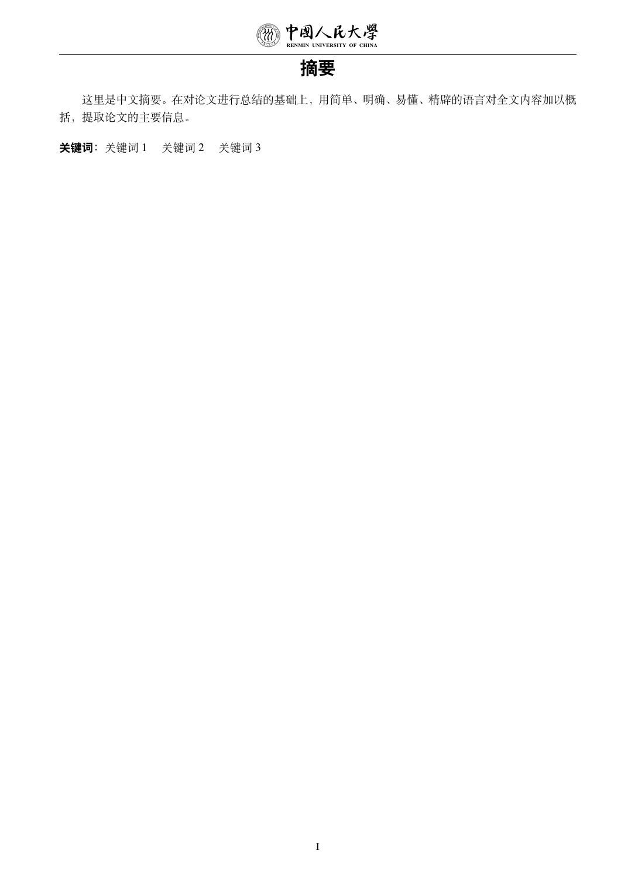# 摘要

这里是中文摘要。在对论文进行总结的基础上，用简单、明确、易懂、精辟的语言对全文内容加以概括，提取论文的主要信息。

**关键词**：关键词 1　关键词 2　关键词 3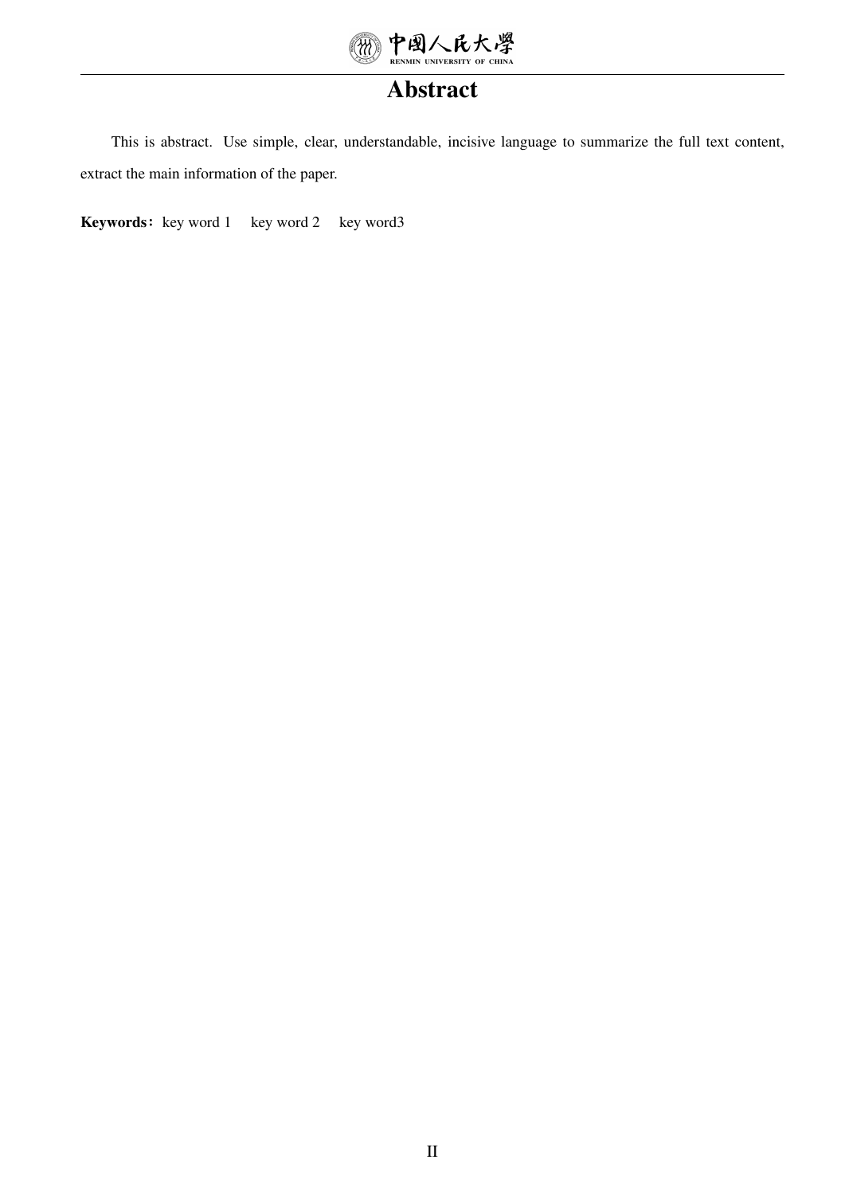# Abstract

This is abstract. Use simple, clear, understandable, incisive language to summarize the full text content, extract the main information of the paper.

**Keywords**：key word 1　key word 2　key word3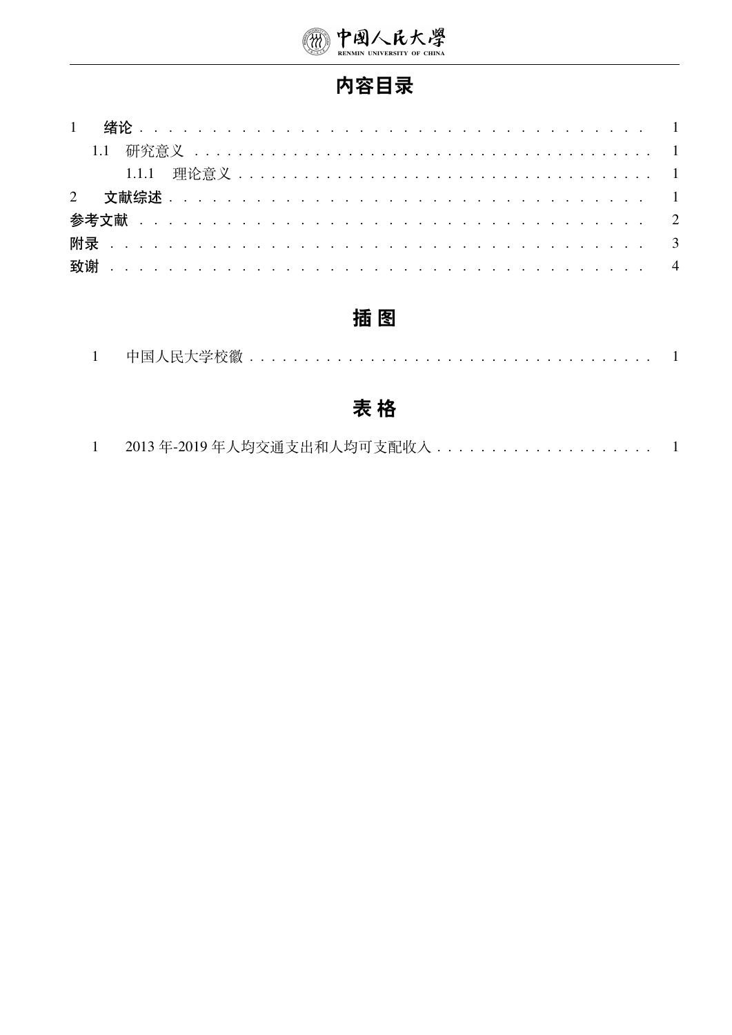# 内容目录

1 **绪论** . . . . . . . . . . . . . . . . . . . . . . . . . . . . . . . . . . . . . . 1

  1.1 研究意义 . . . . . . . . . . . . . . . . . . . . . . . . . . . . . . . . . . . 1

    1.1.1 理论意义 . . . . . . . . . . . . . . . . . . . . . . . . . . . . . . . . 1

2 **文献综述** . . . . . . . . . . . . . . . . . . . . . . . . . . . . . . . . . . . 1

**参考文献** . . . . . . . . . . . . . . . . . . . . . . . . . . . . . . . . . . . . 2

**附录** . . . . . . . . . . . . . . . . . . . . . . . . . . . . . . . . . . . . . . 3

**致谢** . . . . . . . . . . . . . . . . . . . . . . . . . . . . . . . . . . . . . . 4

# 插 图

1 中国人民大学校徽 . . . . . . . . . . . . . . . . . . . . . . . . . . . . . . . . 1

# 表 格

1 2013 年-2019 年人均交通支出和人均可支配收入 . . . . . . . . . . . . . . . . . . . . 1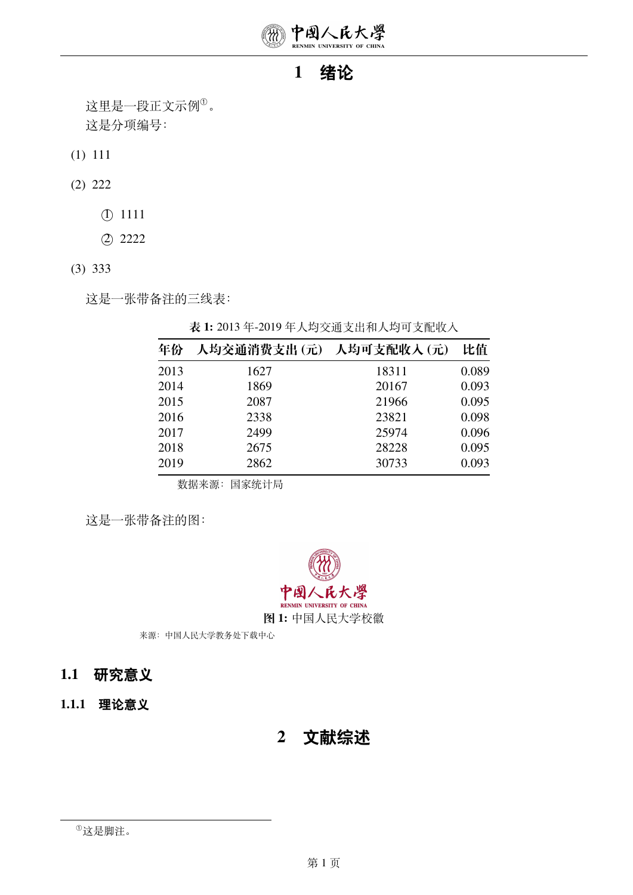# 1 绪论

这里是一段正文示例[①]。

这是分项编号：

(1) 111

(2) 222

  ① 1111

  ② 2222

(3) 333

这是一张带备注的三线表：

**表 1:** 2013 年-2019 年人均交通支出和人均可支配收入

| 年份 | 人均交通消费支出 (元) | 人均可支配收入 (元) | 比值 |
|---|---|---|---|
| 2013 | 1627 | 18311 | 0.089 |
| 2014 | 1869 | 20167 | 0.093 |
| 2015 | 2087 | 21966 | 0.095 |
| 2016 | 2338 | 23821 | 0.098 |
| 2017 | 2499 | 25974 | 0.096 |
| 2018 | 2675 | 28228 | 0.095 |
| 2019 | 2862 | 30733 | 0.093 |

数据来源：国家统计局

这是一张带备注的图：

**图 1:** 中国人民大学校徽

来源：中国人民大学教务处下载中心

## 1.1 研究意义

### 1.1.1 理论意义

# 2 文献综述

[①]这是脚注。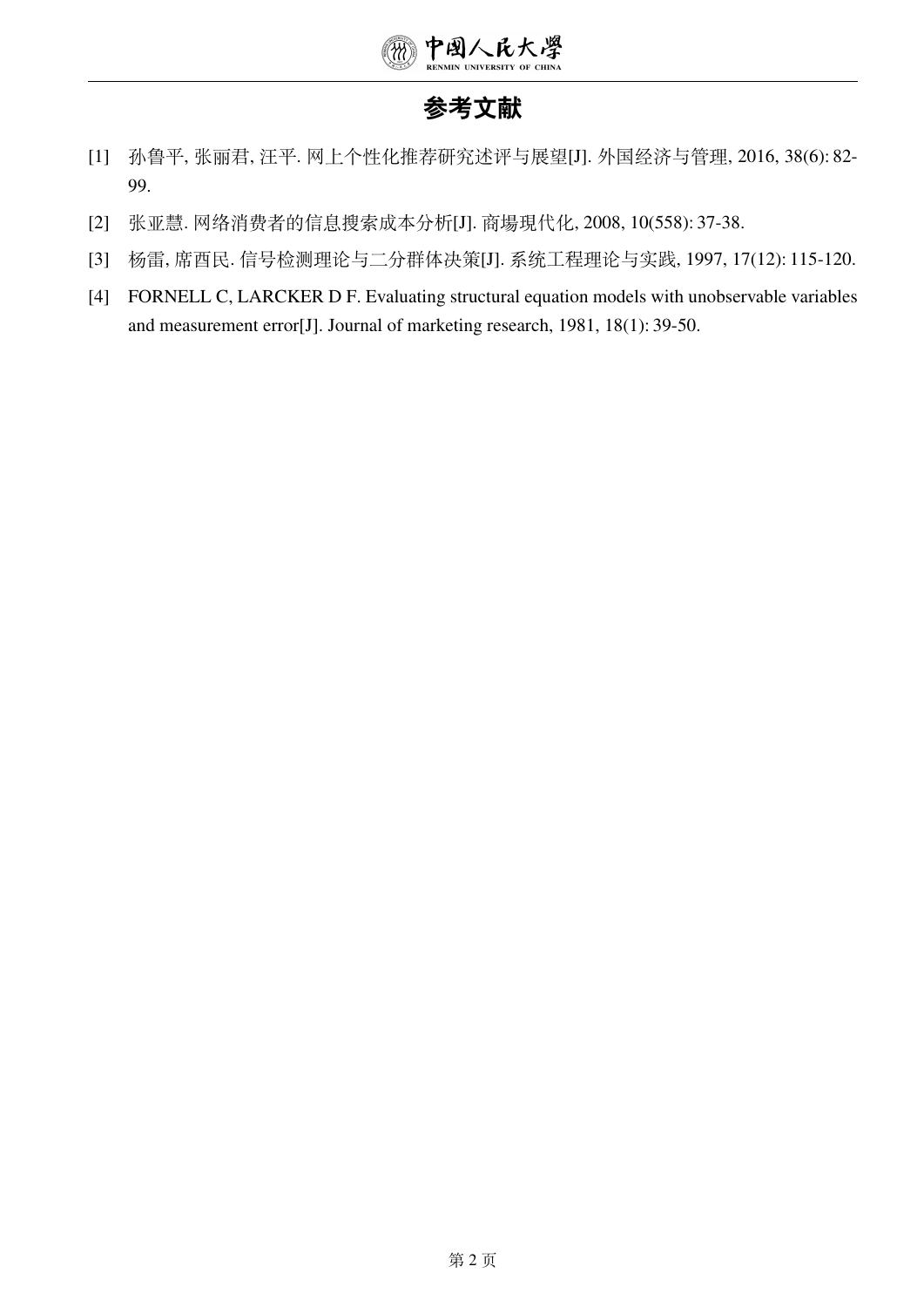# 参考文献

[1] 孙鲁平, 张丽君, 汪平. 网上个性化推荐研究述评与展望[J]. 外国经济与管理, 2016, 38(6): 82-99.

[2] 张亚慧. 网络消费者的信息搜索成本分析[J]. 商場现代化, 2008, 10(558): 37-38.

[3] 杨雷, 席酉民. 信号检测理论与二分群体决策[J]. 系统工程理论与实践, 1997, 17(12): 115-120.

[4] FORNELL C, LARCKER D F. Evaluating structural equation models with unobservable variables and measurement error[J]. Journal of marketing research, 1981, 18(1): 39-50.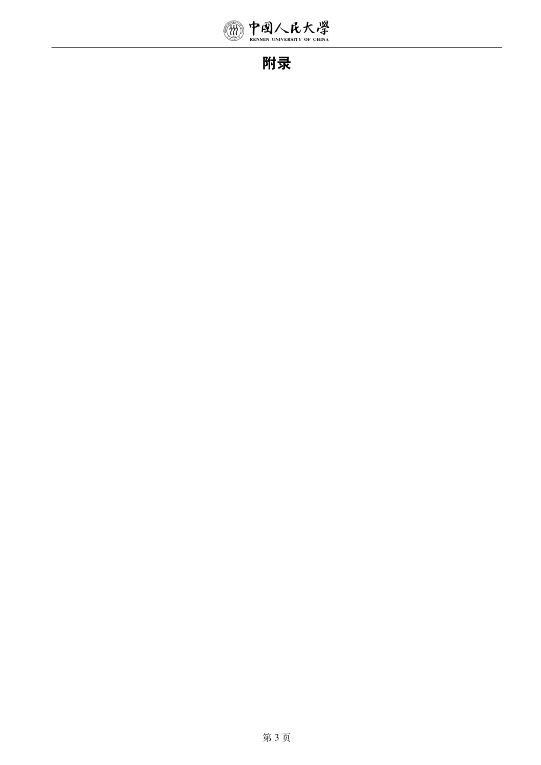# 附录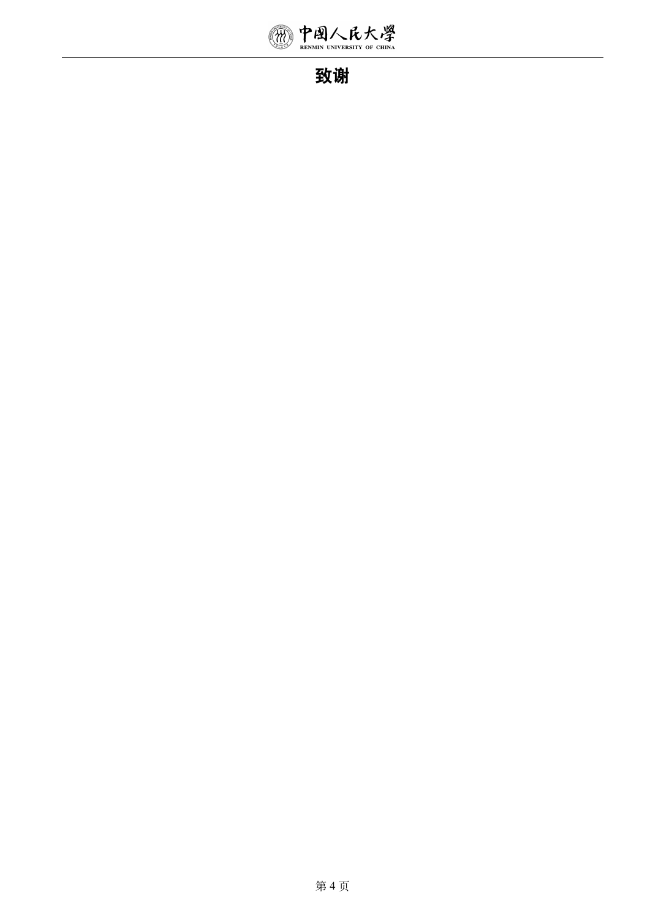# 致谢